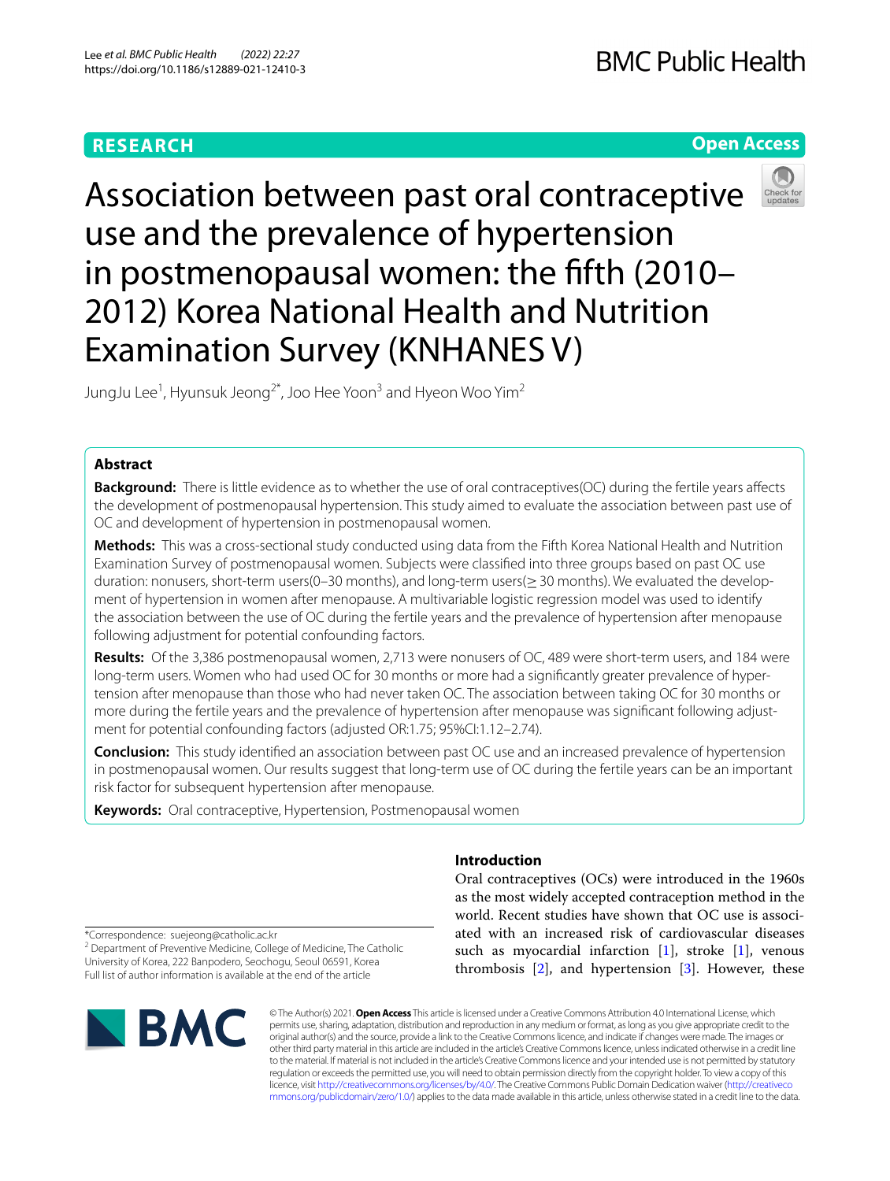**RESEARCH** **Open Access**

# Association between past oral contraceptive use and the prevalence of hypertension in postmenopausal women: the fifth (2010–2012) Korea National Health and Nutrition Examination Survey (KNHANES V)

JungJu Lee[1], Hyunsuk Jeong[2*], Joo Hee Yoon[3] and Hyeon Woo Yim[2]

## Abstract

**Background:** There is little evidence as to whether the use of oral contraceptives(OC) during the fertile years affects the development of postmenopausal hypertension. This study aimed to evaluate the association between past use of OC and development of hypertension in postmenopausal women.

**Methods:** This was a cross-sectional study conducted using data from the Fifth Korea National Health and Nutrition Examination Survey of postmenopausal women. Subjects were classified into three groups based on past OC use duration: nonusers, short-term users(0–30 months), and long-term users(≥ 30 months). We evaluated the development of hypertension in women after menopause. A multivariable logistic regression model was used to identify the association between the use of OC during the fertile years and the prevalence of hypertension after menopause following adjustment for potential confounding factors.

**Results:** Of the 3,386 postmenopausal women, 2,713 were nonusers of OC, 489 were short-term users, and 184 were long-term users. Women who had used OC for 30 months or more had a significantly greater prevalence of hypertension after menopause than those who had never taken OC. The association between taking OC for 30 months or more during the fertile years and the prevalence of hypertension after menopause was significant following adjustment for potential confounding factors (adjusted OR:1.75; 95%CI:1.12–2.74).

**Conclusion:** This study identified an association between past OC use and an increased prevalence of hypertension in postmenopausal women. Our results suggest that long-term use of OC during the fertile years can be an important risk factor for subsequent hypertension after menopause.

**Keywords:** Oral contraceptive, Hypertension, Postmenopausal women

## Introduction

Oral contraceptives (OCs) were introduced in the 1960s as the most widely accepted contraception method in the world. Recent studies have shown that OC use is associated with an increased risk of cardiovascular diseases such as myocardial infarction [1], stroke [1], venous thrombosis [2], and hypertension [3]. However, these

*Correspondence: suejeong@catholic.ac.kr
[2] Department of Preventive Medicine, College of Medicine, The Catholic University of Korea, 222 Banpodero, Seochogu, Seoul 06591, Korea
Full list of author information is available at the end of the article

© The Author(s) 2021. **Open Access** This article is licensed under a Creative Commons Attribution 4.0 International License, which permits use, sharing, adaptation, distribution and reproduction in any medium or format, as long as you give appropriate credit to the original author(s) and the source, provide a link to the Creative Commons licence, and indicate if changes were made. The images or other third party material in this article are included in the article's Creative Commons licence, unless indicated otherwise in a credit line to the material. If material is not included in the article's Creative Commons licence and your intended use is not permitted by statutory regulation or exceeds the permitted use, you will need to obtain permission directly from the copyright holder. To view a copy of this licence, visit http://creativecommons.org/licenses/by/4.0/. The Creative Commons Public Domain Dedication waiver (http://creativecommons.org/publicdomain/zero/1.0/) applies to the data made available in this article, unless otherwise stated in a credit line to the data.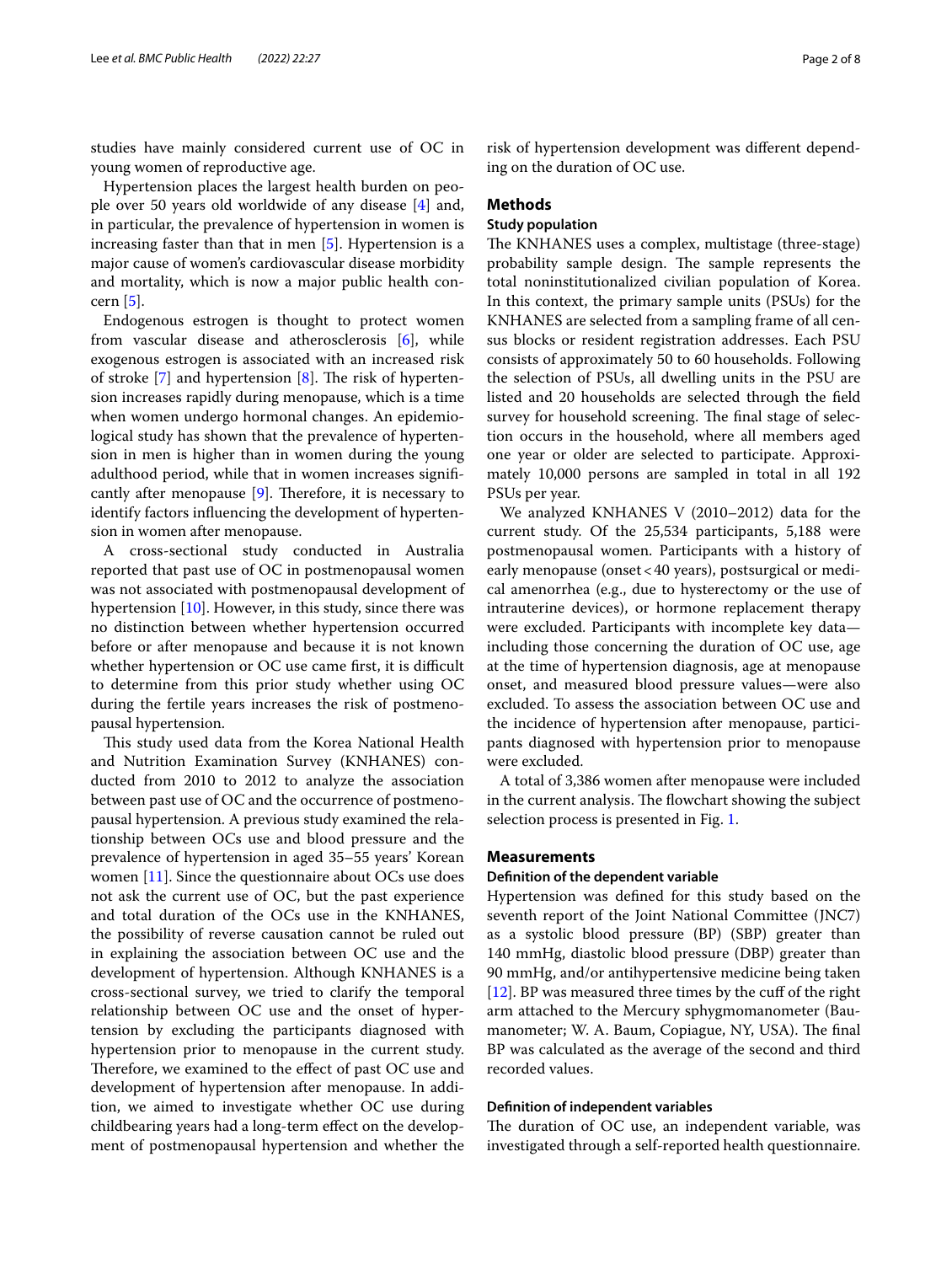studies have mainly considered current use of OC in young women of reproductive age.

Hypertension places the largest health burden on people over 50 years old worldwide of any disease [4] and, in particular, the prevalence of hypertension in women is increasing faster than that in men [5]. Hypertension is a major cause of women's cardiovascular disease morbidity and mortality, which is now a major public health concern [5].

Endogenous estrogen is thought to protect women from vascular disease and atherosclerosis [6], while exogenous estrogen is associated with an increased risk of stroke [7] and hypertension [8]. The risk of hypertension increases rapidly during menopause, which is a time when women undergo hormonal changes. An epidemiological study has shown that the prevalence of hypertension in men is higher than in women during the young adulthood period, while that in women increases significantly after menopause [9]. Therefore, it is necessary to identify factors influencing the development of hypertension in women after menopause.

A cross-sectional study conducted in Australia reported that past use of OC in postmenopausal women was not associated with postmenopausal development of hypertension [10]. However, in this study, since there was no distinction between whether hypertension occurred before or after menopause and because it is not known whether hypertension or OC use came first, it is difficult to determine from this prior study whether using OC during the fertile years increases the risk of postmenopausal hypertension.

This study used data from the Korea National Health and Nutrition Examination Survey (KNHANES) conducted from 2010 to 2012 to analyze the association between past use of OC and the occurrence of postmenopausal hypertension. A previous study examined the relationship between OCs use and blood pressure and the prevalence of hypertension in aged 35–55 years' Korean women [11]. Since the questionnaire about OCs use does not ask the current use of OC, but the past experience and total duration of the OCs use in the KNHANES, the possibility of reverse causation cannot be ruled out in explaining the association between OC use and the development of hypertension. Although KNHANES is a cross-sectional survey, we tried to clarify the temporal relationship between OC use and the onset of hypertension by excluding the participants diagnosed with hypertension prior to menopause in the current study. Therefore, we examined to the effect of past OC use and development of hypertension after menopause. In addition, we aimed to investigate whether OC use during childbearing years had a long-term effect on the development of postmenopausal hypertension and whether the risk of hypertension development was different depending on the duration of OC use.

## Methods

### Study population

The KNHANES uses a complex, multistage (three-stage) probability sample design. The sample represents the total noninstitutionalized civilian population of Korea. In this context, the primary sample units (PSUs) for the KNHANES are selected from a sampling frame of all census blocks or resident registration addresses. Each PSU consists of approximately 50 to 60 households. Following the selection of PSUs, all dwelling units in the PSU are listed and 20 households are selected through the field survey for household screening. The final stage of selection occurs in the household, where all members aged one year or older are selected to participate. Approximately 10,000 persons are sampled in total in all 192 PSUs per year.

We analyzed KNHANES V (2010–2012) data for the current study. Of the 25,534 participants, 5,188 were postmenopausal women. Participants with a history of early menopause (onset < 40 years), postsurgical or medical amenorrhea (e.g., due to hysterectomy or the use of intrauterine devices), or hormone replacement therapy were excluded. Participants with incomplete key data—including those concerning the duration of OC use, age at the time of hypertension diagnosis, age at menopause onset, and measured blood pressure values—were also excluded. To assess the association between OC use and the incidence of hypertension after menopause, participants diagnosed with hypertension prior to menopause were excluded.

A total of 3,386 women after menopause were included in the current analysis. The flowchart showing the subject selection process is presented in Fig. 1.

## Measurements

### Definition of the dependent variable

Hypertension was defined for this study based on the seventh report of the Joint National Committee (JNC7) as a systolic blood pressure (BP) (SBP) greater than 140 mmHg, diastolic blood pressure (DBP) greater than 90 mmHg, and/or antihypertensive medicine being taken [12]. BP was measured three times by the cuff of the right arm attached to the Mercury sphygmomanometer (Baumanometer; W. A. Baum, Copiague, NY, USA). The final BP was calculated as the average of the second and third recorded values.

### Definition of independent variables

The duration of OC use, an independent variable, was investigated through a self-reported health questionnaire.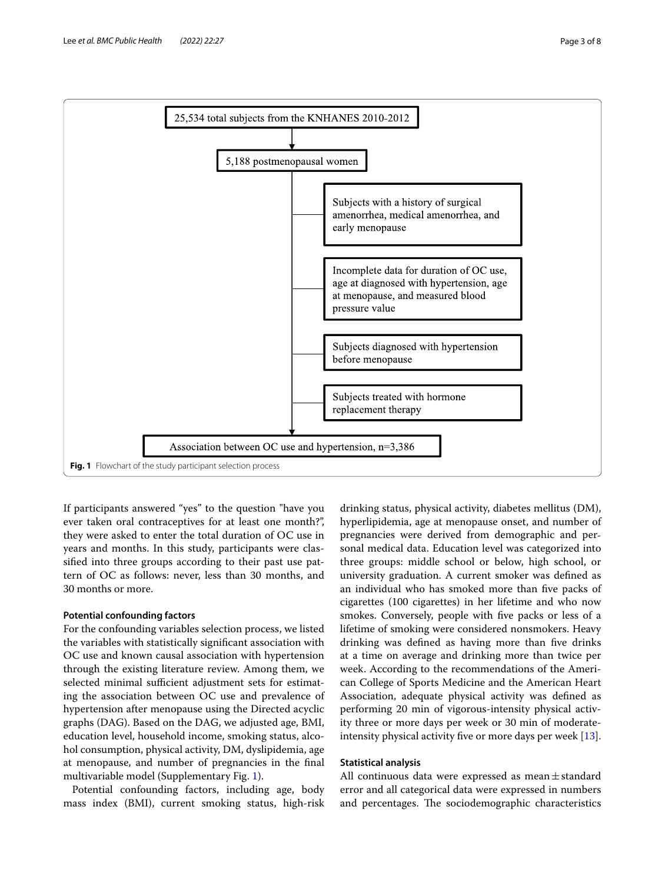25,534 total subjects from the KNHANES 2010-2012

5,188 postmenopausal women

- Subjects with a history of surgical amenorrhea, medical amenorrhea, and early menopause
- Incomplete data for duration of OC use, age at diagnosed with hypertension, age at menopause, and measured blood pressure value
- Subjects diagnosed with hypertension before menopause
- Subjects treated with hormone replacement therapy

Association between OC use and hypertension, n=3,386

**Fig. 1** Flowchart of the study participant selection process

If participants answered "yes" to the question "have you ever taken oral contraceptives for at least one month?", they were asked to enter the total duration of OC use in years and months. In this study, participants were classified into three groups according to their past use pattern of OC as follows: never, less than 30 months, and 30 months or more.

### Potential confounding factors

For the confounding variables selection process, we listed the variables with statistically significant association with OC use and known causal association with hypertension through the existing literature review. Among them, we selected minimal sufficient adjustment sets for estimating the association between OC use and prevalence of hypertension after menopause using the Directed acyclic graphs (DAG). Based on the DAG, we adjusted age, BMI, education level, household income, smoking status, alcohol consumption, physical activity, DM, dyslipidemia, age at menopause, and number of pregnancies in the final multivariable model (Supplementary Fig. 1).

Potential confounding factors, including age, body mass index (BMI), current smoking status, high-risk drinking status, physical activity, diabetes mellitus (DM), hyperlipidemia, age at menopause onset, and number of pregnancies were derived from demographic and personal medical data. Education level was categorized into three groups: middle school or below, high school, or university graduation. A current smoker was defined as an individual who has smoked more than five packs of cigarettes (100 cigarettes) in her lifetime and who now smokes. Conversely, people with five packs or less of a lifetime of smoking were considered nonsmokers. Heavy drinking was defined as having more than five drinks at a time on average and drinking more than twice per week. According to the recommendations of the American College of Sports Medicine and the American Heart Association, adequate physical activity was defined as performing 20 min of vigorous-intensity physical activity three or more days per week or 30 min of moderate-intensity physical activity five or more days per week [13].

### Statistical analysis

All continuous data were expressed as mean ± standard error and all categorical data were expressed in numbers and percentages. The sociodemographic characteristics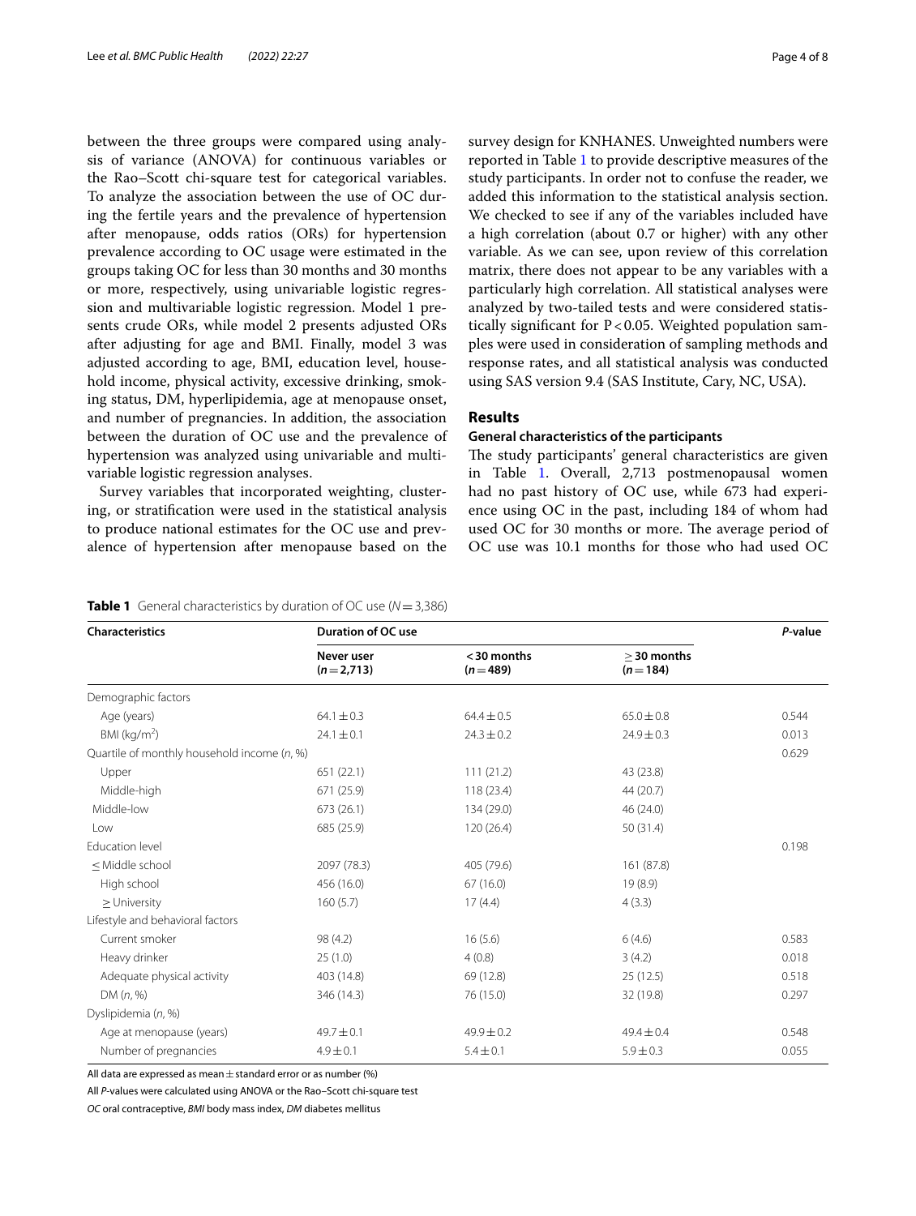between the three groups were compared using analysis of variance (ANOVA) for continuous variables or the Rao–Scott chi-square test for categorical variables. To analyze the association between the use of OC during the fertile years and the prevalence of hypertension after menopause, odds ratios (ORs) for hypertension prevalence according to OC usage were estimated in the groups taking OC for less than 30 months and 30 months or more, respectively, using univariable logistic regression and multivariable logistic regression. Model 1 presents crude ORs, while model 2 presents adjusted ORs after adjusting for age and BMI. Finally, model 3 was adjusted according to age, BMI, education level, household income, physical activity, excessive drinking, smoking status, DM, hyperlipidemia, age at menopause onset, and number of pregnancies. In addition, the association between the duration of OC use and the prevalence of hypertension was analyzed using univariable and multivariable logistic regression analyses.

Survey variables that incorporated weighting, clustering, or stratification were used in the statistical analysis to produce national estimates for the OC use and prevalence of hypertension after menopause based on the survey design for KNHANES. Unweighted numbers were reported in Table 1 to provide descriptive measures of the study participants. In order not to confuse the reader, we added this information to the statistical analysis section. We checked to see if any of the variables included have a high correlation (about 0.7 or higher) with any other variable. As we can see, upon review of this correlation matrix, there does not appear to be any variables with a particularly high correlation. All statistical analyses were analyzed by two-tailed tests and were considered statistically significant for $P<0.05$. Weighted population samples were used in consideration of sampling methods and response rates, and all statistical analysis was conducted using SAS version 9.4 (SAS Institute, Cary, NC, USA).

## Results

### General characteristics of the participants

The study participants' general characteristics are given in Table 1. Overall, 2,713 postmenopausal women had no past history of OC use, while 673 had experience using OC in the past, including 184 of whom had used OC for 30 months or more. The average period of OC use was 10.1 months for those who had used OC

**Table 1** General characteristics by duration of OC use ($N=3{,}386$)

| Characteristics | Duration of OC use | | | *P*-value |
|---|---|---|---|---|
| | Never user ($n=2{,}713$) | < 30 months ($n=489$) | ≥ 30 months ($n=184$) | |
| Demographic factors | | | | |
| Age (years) | 64.1 ± 0.3 | 64.4 ± 0.5 | 65.0 ± 0.8 | 0.544 |
| BMI (kg/m$^2$) | 24.1 ± 0.1 | 24.3 ± 0.2 | 24.9 ± 0.3 | 0.013 |
| Quartile of monthly household income (*n*, %) | | | | 0.629 |
| Upper | 651 (22.1) | 111 (21.2) | 43 (23.8) | |
| Middle-high | 671 (25.9) | 118 (23.4) | 44 (20.7) | |
| Middle-low | 673 (26.1) | 134 (29.0) | 46 (24.0) | |
| Low | 685 (25.9) | 120 (26.4) | 50 (31.4) | |
| Education level | | | | 0.198 |
| ≤ Middle school | 2097 (78.3) | 405 (79.6) | 161 (87.8) | |
| High school | 456 (16.0) | 67 (16.0) | 19 (8.9) | |
| ≥ University | 160 (5.7) | 17 (4.4) | 4 (3.3) | |
| Lifestyle and behavioral factors | | | | |
| Current smoker | 98 (4.2) | 16 (5.6) | 6 (4.6) | 0.583 |
| Heavy drinker | 25 (1.0) | 4 (0.8) | 3 (4.2) | 0.018 |
| Adequate physical activity | 403 (14.8) | 69 (12.8) | 25 (12.5) | 0.518 |
| DM (*n*, %) | 346 (14.3) | 76 (15.0) | 32 (19.8) | 0.297 |
| Dyslipidemia (*n*, %) | | | | |
| Age at menopause (years) | 49.7 ± 0.1 | 49.9 ± 0.2 | 49.4 ± 0.4 | 0.548 |
| Number of pregnancies | 4.9 ± 0.1 | 5.4 ± 0.1 | 5.9 ± 0.3 | 0.055 |

All data are expressed as mean ± standard error or as number (%)

All *P*-values were calculated using ANOVA or the Rao–Scott chi-square test

*OC* oral contraceptive, *BMI* body mass index, *DM* diabetes mellitus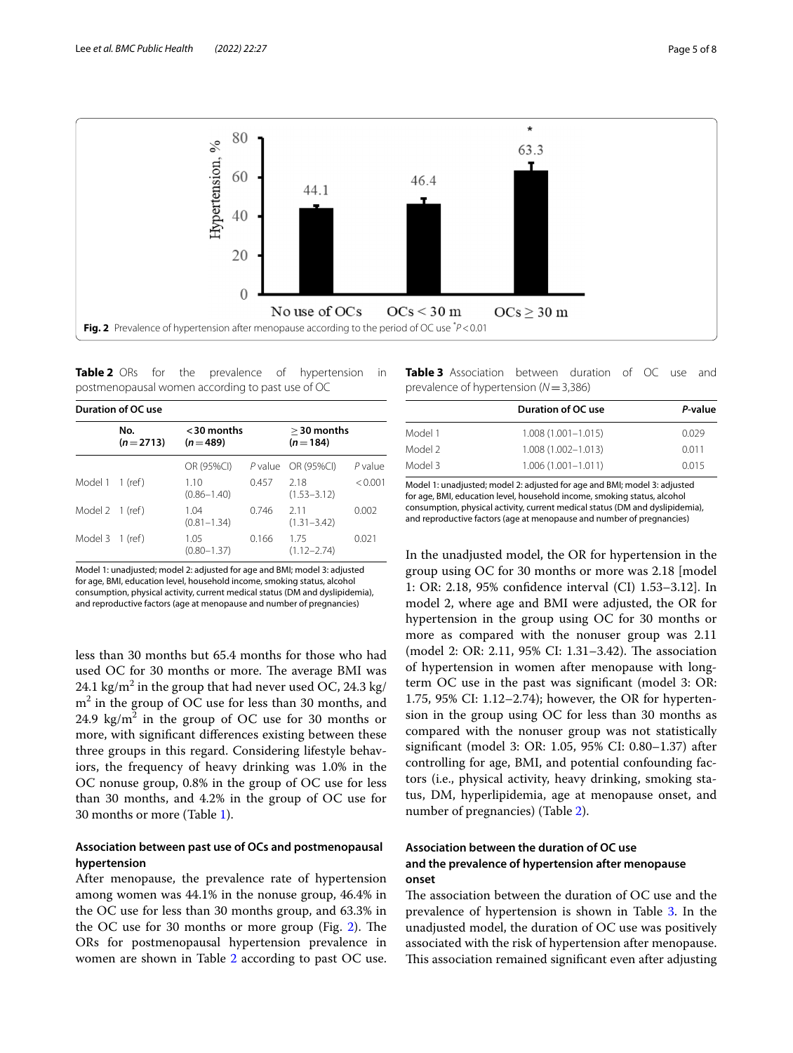Fig. 2 Prevalence of hypertension after menopause according to the period of OC use [*]$P < 0.01$

**Table 2** ORs for the prevalence of hypertension in postmenopausal women according to past use of OC

| Duration of OC use | | | | | |
|---|---|---|---|---|---|
| | No. ($n = 2713$) | < 30 months ($n = 489$) | | ≥ 30 months ($n = 184$) | |
| | | OR (95%CI) | *P* value | OR (95%CI) | *P* value |
| Model 1 | 1 (ref) | 1.10 (0.86–1.40) | 0.457 | 2.18 (1.53–3.12) | < 0.001 |
| Model 2 | 1 (ref) | 1.04 (0.81–1.34) | 0.746 | 2.11 (1.31–3.42) | 0.002 |
| Model 3 | 1 (ref) | 1.05 (0.80–1.37) | 0.166 | 1.75 (1.12–2.74) | 0.021 |

Model 1: unadjusted; model 2: adjusted for age and BMI; model 3: adjusted for age, BMI, education level, household income, smoking status, alcohol consumption, physical activity, current medical status (DM and dyslipidemia), and reproductive factors (age at menopause and number of pregnancies)

less than 30 months but 65.4 months for those who had used OC for 30 months or more. The average BMI was 24.1 $kg/m^2$ in the group that had never used OC, 24.3 $kg/m^2$ in the group of OC use for less than 30 months, and 24.9 $kg/m^2$ in the group of OC use for 30 months or more, with significant differences existing between these three groups in this regard. Considering lifestyle behaviors, the frequency of heavy drinking was 1.0% in the OC nonuse group, 0.8% in the group of OC use for less than 30 months, and 4.2% in the group of OC use for 30 months or more (Table 1).

### Association between past use of OCs and postmenopausal hypertension

After menopause, the prevalence rate of hypertension among women was 44.1% in the nonuse group, 46.4% in the OC use for less than 30 months group, and 63.3% in the OC use for 30 months or more group (Fig. 2). The ORs for postmenopausal hypertension prevalence in women are shown in Table 2 according to past OC use.

**Table 3** Association between duration of OC use and prevalence of hypertension ($N = 3{,}386$)

| | Duration of OC use | *P*-value |
|---|---|---|
| Model 1 | 1.008 (1.001–1.015) | 0.029 |
| Model 2 | 1.008 (1.002–1.013) | 0.011 |
| Model 3 | 1.006 (1.001–1.011) | 0.015 |

Model 1: unadjusted; model 2: adjusted for age and BMI; model 3: adjusted for age, BMI, education level, household income, smoking status, alcohol consumption, physical activity, current medical status (DM and dyslipidemia), and reproductive factors (age at menopause and number of pregnancies)

In the unadjusted model, the OR for hypertension in the group using OC for 30 months or more was 2.18 [model 1: OR: 2.18, 95% confidence interval (CI) 1.53–3.12]. In model 2, where age and BMI were adjusted, the OR for hypertension in the group using OC for 30 months or more as compared with the nonuser group was 2.11 (model 2: OR: 2.11, 95% CI: 1.31–3.42). The association of hypertension in women after menopause with long-term OC use in the past was significant (model 3: OR: 1.75, 95% CI: 1.12–2.74); however, the OR for hypertension in the group using OC for less than 30 months as compared with the nonuser group was not statistically significant (model 3: OR: 1.05, 95% CI: 0.80–1.37) after controlling for age, BMI, and potential confounding factors (i.e., physical activity, heavy drinking, smoking status, DM, hyperlipidemia, age at menopause onset, and number of pregnancies) (Table 2).

### Association between the duration of OC use and the prevalence of hypertension after menopause onset

The association between the duration of OC use and the prevalence of hypertension is shown in Table 3. In the unadjusted model, the duration of OC use was positively associated with the risk of hypertension after menopause. This association remained significant even after adjusting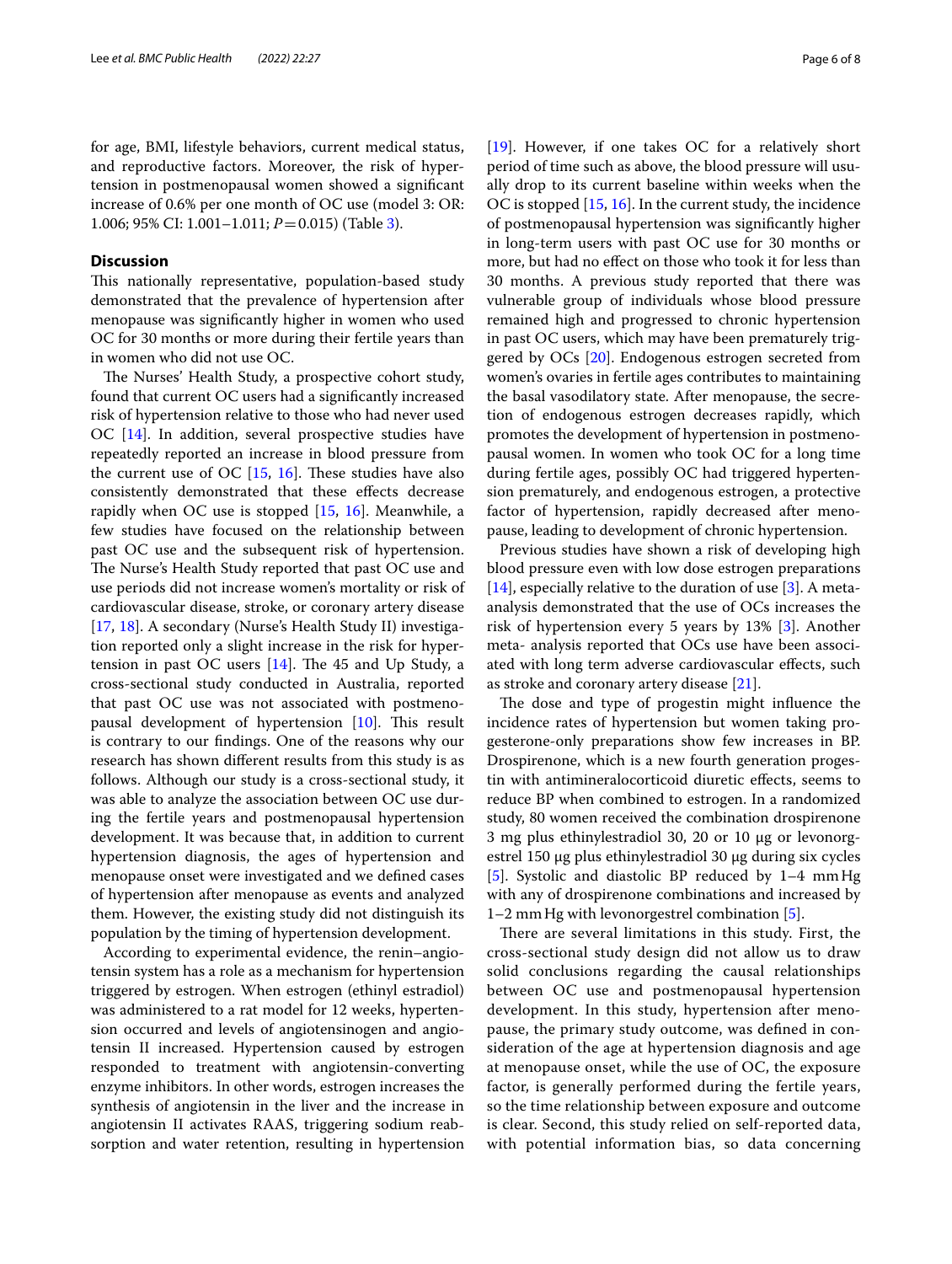for age, BMI, lifestyle behaviors, current medical status, and reproductive factors. Moreover, the risk of hypertension in postmenopausal women showed a significant increase of 0.6% per one month of OC use (model 3: OR: 1.006; 95% CI: 1.001–1.011; $P=0.015$) (Table 3).

## Discussion

This nationally representative, population-based study demonstrated that the prevalence of hypertension after menopause was significantly higher in women who used OC for 30 months or more during their fertile years than in women who did not use OC.

The Nurses' Health Study, a prospective cohort study, found that current OC users had a significantly increased risk of hypertension relative to those who had never used OC [14]. In addition, several prospective studies have repeatedly reported an increase in blood pressure from the current use of OC [15, 16]. These studies have also consistently demonstrated that these effects decrease rapidly when OC use is stopped [15, 16]. Meanwhile, a few studies have focused on the relationship between past OC use and the subsequent risk of hypertension. The Nurse's Health Study reported that past OC use and use periods did not increase women's mortality or risk of cardiovascular disease, stroke, or coronary artery disease [17, 18]. A secondary (Nurse's Health Study II) investigation reported only a slight increase in the risk for hypertension in past OC users [14]. The 45 and Up Study, a cross-sectional study conducted in Australia, reported that past OC use was not associated with postmenopausal development of hypertension [10]. This result is contrary to our findings. One of the reasons why our research has shown different results from this study is as follows. Although our study is a cross-sectional study, it was able to analyze the association between OC use during the fertile years and postmenopausal hypertension development. It was because that, in addition to current hypertension diagnosis, the ages of hypertension and menopause onset were investigated and we defined cases of hypertension after menopause as events and analyzed them. However, the existing study did not distinguish its population by the timing of hypertension development.

According to experimental evidence, the renin–angiotensin system has a role as a mechanism for hypertension triggered by estrogen. When estrogen (ethinyl estradiol) was administered to a rat model for 12 weeks, hypertension occurred and levels of angiotensinogen and angiotensin II increased. Hypertension caused by estrogen responded to treatment with angiotensin-converting enzyme inhibitors. In other words, estrogen increases the synthesis of angiotensin in the liver and the increase in angiotensin II activates RAAS, triggering sodium reabsorption and water retention, resulting in hypertension [19]. However, if one takes OC for a relatively short period of time such as above, the blood pressure will usually drop to its current baseline within weeks when the OC is stopped [15, 16]. In the current study, the incidence of postmenopausal hypertension was significantly higher in long-term users with past OC use for 30 months or more, but had no effect on those who took it for less than 30 months. A previous study reported that there was vulnerable group of individuals whose blood pressure remained high and progressed to chronic hypertension in past OC users, which may have been prematurely triggered by OCs [20]. Endogenous estrogen secreted from women's ovaries in fertile ages contributes to maintaining the basal vasodilatory state. After menopause, the secretion of endogenous estrogen decreases rapidly, which promotes the development of hypertension in postmenopausal women. In women who took OC for a long time during fertile ages, possibly OC had triggered hypertension prematurely, and endogenous estrogen, a protective factor of hypertension, rapidly decreased after menopause, leading to development of chronic hypertension.

Previous studies have shown a risk of developing high blood pressure even with low dose estrogen preparations [14], especially relative to the duration of use [3]. A meta-analysis demonstrated that the use of OCs increases the risk of hypertension every 5 years by 13% [3]. Another meta- analysis reported that OCs use have been associated with long term adverse cardiovascular effects, such as stroke and coronary artery disease [21].

The dose and type of progestin might influence the incidence rates of hypertension but women taking progesterone-only preparations show few increases in BP. Drospirenone, which is a new fourth generation progestin with antimineralocorticoid diuretic effects, seems to reduce BP when combined to estrogen. In a randomized study, 80 women received the combination drospirenone 3 mg plus ethinylestradiol 30, 20 or 10 μg or levonorgestrel 150 μg plus ethinylestradiol 30 μg during six cycles [5]. Systolic and diastolic BP reduced by 1–4 mmHg with any of drospirenone combinations and increased by 1–2 mmHg with levonorgestrel combination [5].

There are several limitations in this study. First, the cross-sectional study design did not allow us to draw solid conclusions regarding the causal relationships between OC use and postmenopausal hypertension development. In this study, hypertension after menopause, the primary study outcome, was defined in consideration of the age at hypertension diagnosis and age at menopause onset, while the use of OC, the exposure factor, is generally performed during the fertile years, so the time relationship between exposure and outcome is clear. Second, this study relied on self-reported data, with potential information bias, so data concerning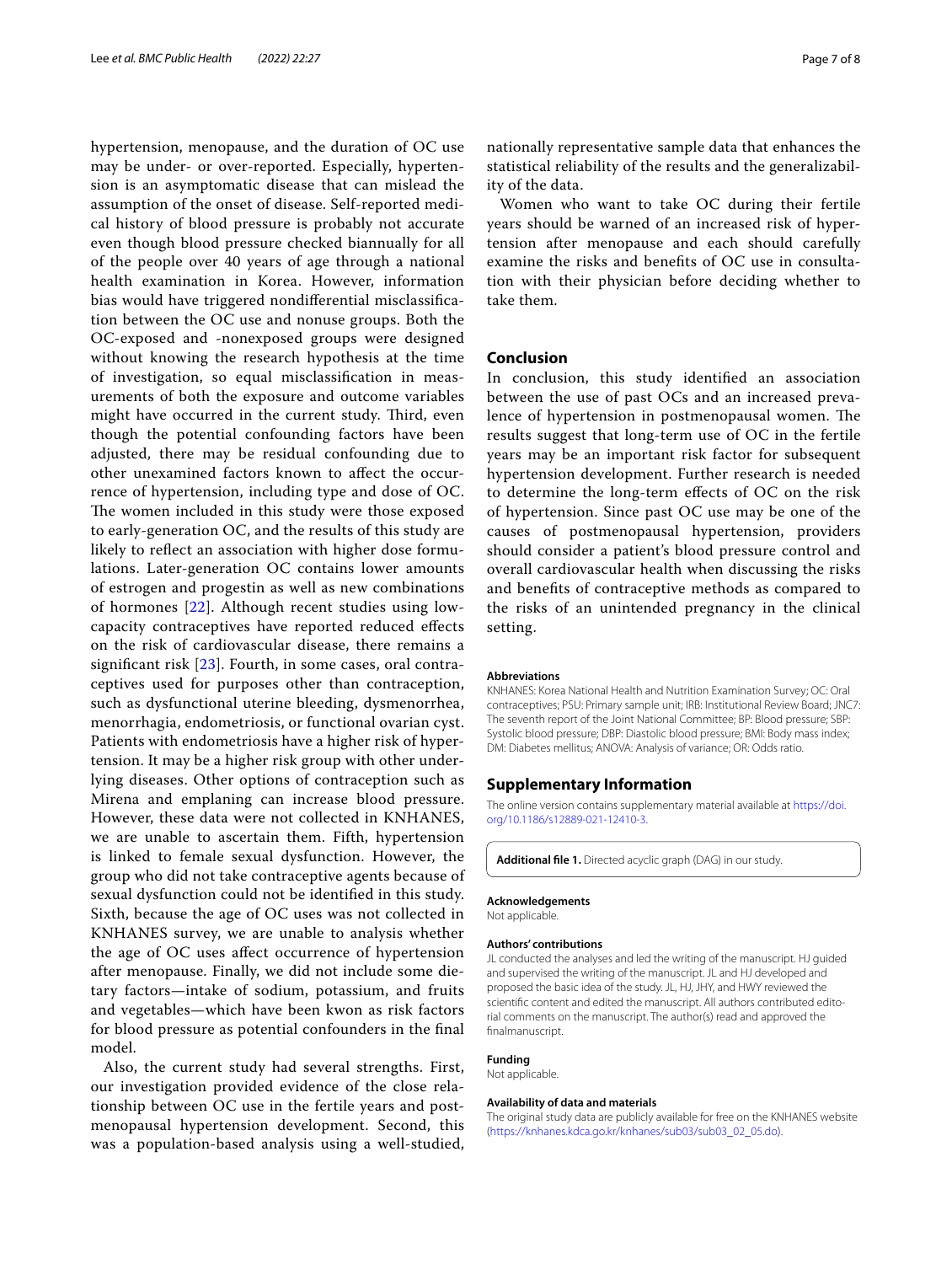hypertension, menopause, and the duration of OC use may be under- or over-reported. Especially, hypertension is an asymptomatic disease that can mislead the assumption of the onset of disease. Self-reported medical history of blood pressure is probably not accurate even though blood pressure checked biannually for all of the people over 40 years of age through a national health examination in Korea. However, information bias would have triggered nondifferential misclassification between the OC use and nonuse groups. Both the OC-exposed and -nonexposed groups were designed without knowing the research hypothesis at the time of investigation, so equal misclassification in measurements of both the exposure and outcome variables might have occurred in the current study. Third, even though the potential confounding factors have been adjusted, there may be residual confounding due to other unexamined factors known to affect the occurrence of hypertension, including type and dose of OC. The women included in this study were those exposed to early-generation OC, and the results of this study are likely to reflect an association with higher dose formulations. Later-generation OC contains lower amounts of estrogen and progestin as well as new combinations of hormones [22]. Although recent studies using low-capacity contraceptives have reported reduced effects on the risk of cardiovascular disease, there remains a significant risk [23]. Fourth, in some cases, oral contraceptives used for purposes other than contraception, such as dysfunctional uterine bleeding, dysmenorrhea, menorrhagia, endometriosis, or functional ovarian cyst. Patients with endometriosis have a higher risk of hypertension. It may be a higher risk group with other underlying diseases. Other options of contraception such as Mirena and emplaning can increase blood pressure. However, these data were not collected in KNHANES, we are unable to ascertain them. Fifth, hypertension is linked to female sexual dysfunction. However, the group who did not take contraceptive agents because of sexual dysfunction could not be identified in this study. Sixth, because the age of OC uses was not collected in KNHANES survey, we are unable to analysis whether the age of OC uses affect occurrence of hypertension after menopause. Finally, we did not include some dietary factors—intake of sodium, potassium, and fruits and vegetables—which have been kwon as risk factors for blood pressure as potential confounders in the final model.

Also, the current study had several strengths. First, our investigation provided evidence of the close relationship between OC use in the fertile years and postmenopausal hypertension development. Second, this was a population-based analysis using a well-studied, nationally representative sample data that enhances the statistical reliability of the results and the generalizability of the data.

Women who want to take OC during their fertile years should be warned of an increased risk of hypertension after menopause and each should carefully examine the risks and benefits of OC use in consultation with their physician before deciding whether to take them.

## Conclusion

In conclusion, this study identified an association between the use of past OCs and an increased prevalence of hypertension in postmenopausal women. The results suggest that long-term use of OC in the fertile years may be an important risk factor for subsequent hypertension development. Further research is needed to determine the long-term effects of OC on the risk of hypertension. Since past OC use may be one of the causes of postmenopausal hypertension, providers should consider a patient's blood pressure control and overall cardiovascular health when discussing the risks and benefits of contraceptive methods as compared to the risks of an unintended pregnancy in the clinical setting.

#### Abbreviations

KNHANES: Korea National Health and Nutrition Examination Survey; OC: Oral contraceptives; PSU: Primary sample unit; IRB: Institutional Review Board; JNC7: The seventh report of the Joint National Committee; BP: Blood pressure; SBP: Systolic blood pressure; DBP: Diastolic blood pressure; BMI: Body mass index; DM: Diabetes mellitus; ANOVA: Analysis of variance; OR: Odds ratio.

## Supplementary Information

The online version contains supplementary material available at https://doi.org/10.1186/s12889-021-12410-3.

**Additional file 1.** Directed acyclic graph (DAG) in our study.

#### Acknowledgements

Not applicable.

#### Authors' contributions

JL conducted the analyses and led the writing of the manuscript. HJ guided and supervised the writing of the manuscript. JL and HJ developed and proposed the basic idea of the study. JL, HJ, JHY, and HWY reviewed the scientific content and edited the manuscript. All authors contributed editorial comments on the manuscript. The author(s) read and approved the finalmanuscript.

#### Funding

Not applicable.

#### Availability of data and materials

The original study data are publicly available for free on the KNHANES website (https://knhanes.kdca.go.kr/knhanes/sub03/sub03_02_05.do).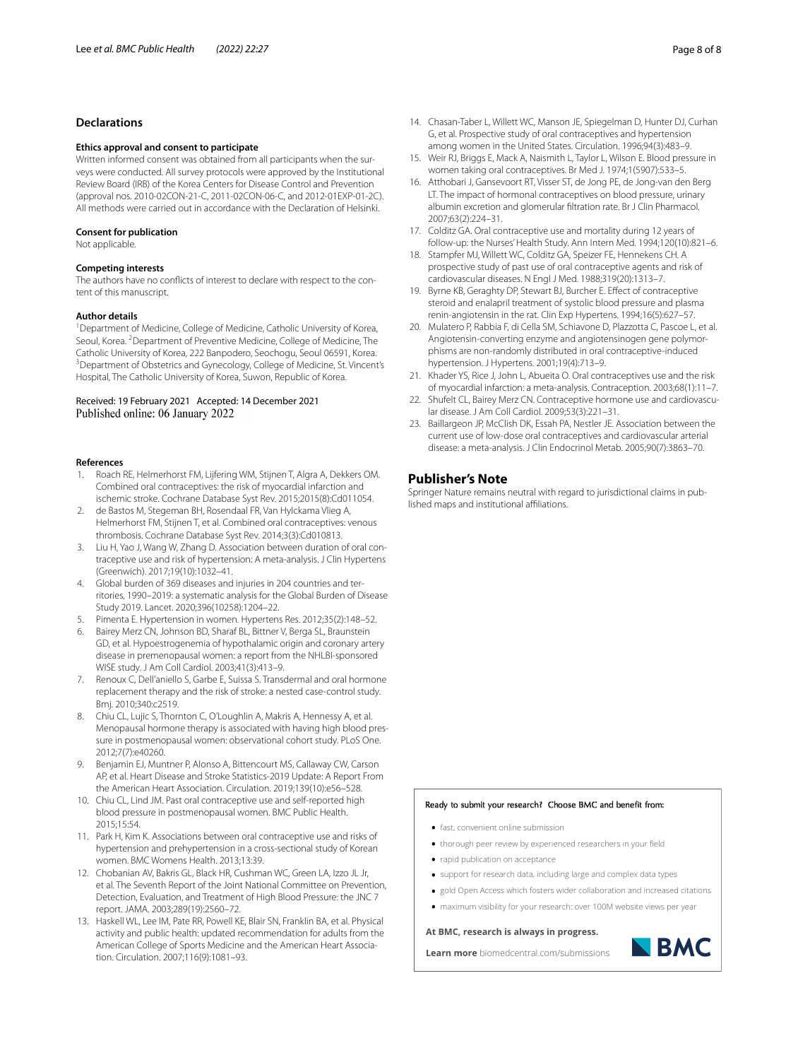## Declarations

### Ethics approval and consent to participate
Written informed consent was obtained from all participants when the surveys were conducted. All survey protocols were approved by the Institutional Review Board (IRB) of the Korea Centers for Disease Control and Prevention (approval nos. 2010-02CON-21-C, 2011-02CON-06-C, and 2012-01EXP-01-2C). All methods were carried out in accordance with the Declaration of Helsinki.

### Consent for publication
Not applicable.

### Competing interests
The authors have no conflicts of interest to declare with respect to the content of this manuscript.

### Author details
[1]Department of Medicine, College of Medicine, Catholic University of Korea, Seoul, Korea. [2]Department of Preventive Medicine, College of Medicine, The Catholic University of Korea, 222 Banpodero, Seochogu, Seoul 06591, Korea. [3]Department of Obstetrics and Gynecology, College of Medicine, St. Vincent's Hospital, The Catholic University of Korea, Suwon, Republic of Korea.

Received: 19 February 2021 Accepted: 14 December 2021
Published online: 06 January 2022

### References
1. Roach RE, Helmerhorst FM, Lijfering WM, Stijnen T, Algra A, Dekkers OM. Combined oral contraceptives: the risk of myocardial infarction and ischemic stroke. Cochrane Database Syst Rev. 2015;2015(8):Cd011054.
2. de Bastos M, Stegeman BH, Rosendaal FR, Van Hylckama Vlieg A, Helmerhorst FM, Stijnen T, et al. Combined oral contraceptives: venous thrombosis. Cochrane Database Syst Rev. 2014;3(3):Cd010813.
3. Liu H, Yao J, Wang W, Zhang D. Association between duration of oral contraceptive use and risk of hypertension: A meta-analysis. J Clin Hypertens (Greenwich). 2017;19(10):1032–41.
4. Global burden of 369 diseases and injuries in 204 countries and territories, 1990–2019: a systematic analysis for the Global Burden of Disease Study 2019. Lancet. 2020;396(10258):1204–22.
5. Pimenta E. Hypertension in women. Hypertens Res. 2012;35(2):148–52.
6. Bairey Merz CN, Johnson BD, Sharaf BL, Bittner V, Berga SL, Braunstein GD, et al. Hypoestrogenemia of hypothalamic origin and coronary artery disease in premenopausal women: a report from the NHLBI-sponsored WISE study. J Am Coll Cardiol. 2003;41(3):413–9.
7. Renoux C, Dell'aniello S, Garbe E, Suissa S. Transdermal and oral hormone replacement therapy and the risk of stroke: a nested case-control study. Bmj. 2010;340:c2519.
8. Chiu CL, Lujic S, Thornton C, O'Loughlin A, Makris A, Hennessy A, et al. Menopausal hormone therapy is associated with having high blood pressure in postmenopausal women: observational cohort study. PLoS One. 2012;7(7):e40260.
9. Benjamin EJ, Muntner P, Alonso A, Bittencourt MS, Callaway CW, Carson AP, et al. Heart Disease and Stroke Statistics-2019 Update: A Report From the American Heart Association. Circulation. 2019;139(10):e56–528.
10. Chiu CL, Lind JM. Past oral contraceptive use and self-reported high blood pressure in postmenopausal women. BMC Public Health. 2015;15:54.
11. Park H, Kim K. Associations between oral contraceptive use and risks of hypertension and prehypertension in a cross-sectional study of Korean women. BMC Womens Health. 2013;13:39.
12. Chobanian AV, Bakris GL, Black HR, Cushman WC, Green LA, Izzo JL Jr, et al. The Seventh Report of the Joint National Committee on Prevention, Detection, Evaluation, and Treatment of High Blood Pressure: the JNC 7 report. JAMA. 2003;289(19):2560–72.
13. Haskell WL, Lee IM, Pate RR, Powell KE, Blair SN, Franklin BA, et al. Physical activity and public health: updated recommendation for adults from the American College of Sports Medicine and the American Heart Association. Circulation. 2007;116(9):1081–93.
14. Chasan-Taber L, Willett WC, Manson JE, Spiegelman D, Hunter DJ, Curhan G, et al. Prospective study of oral contraceptives and hypertension among women in the United States. Circulation. 1996;94(3):483–9.
15. Weir RJ, Briggs E, Mack A, Naismith L, Taylor L, Wilson E. Blood pressure in women taking oral contraceptives. Br Med J. 1974;1(5907):533–5.
16. Atthobari J, Gansevoort RT, Visser ST, de Jong PE, de Jong-van den Berg LT. The impact of hormonal contraceptives on blood pressure, urinary albumin excretion and glomerular filtration rate. Br J Clin Pharmacol. 2007;63(2):224–31.
17. Colditz GA. Oral contraceptive use and mortality during 12 years of follow-up: the Nurses' Health Study. Ann Intern Med. 1994;120(10):821–6.
18. Stampfer MJ, Willett WC, Colditz GA, Speizer FE, Hennekens CH. A prospective study of past use of oral contraceptive agents and risk of cardiovascular diseases. N Engl J Med. 1988;319(20):1313–7.
19. Byrne KB, Geraghty DP, Stewart BJ, Burcher E. Effect of contraceptive steroid and enalapril treatment of systolic blood pressure and plasma renin-angiotensin in the rat. Clin Exp Hypertens. 1994;16(5):627–57.
20. Mulatero P, Rabbia F, di Cella SM, Schiavone D, Plazzotta C, Pascoe L, et al. Angiotensin-converting enzyme and angiotensinogen gene polymorphisms are non-randomly distributed in oral contraceptive-induced hypertension. J Hypertens. 2001;19(4):713–9.
21. Khader YS, Rice J, John L, Abueita O. Oral contraceptives use and the risk of myocardial infarction: a meta-analysis. Contraception. 2003;68(1):11–7.
22. Shufelt CL, Bairey Merz CN. Contraceptive hormone use and cardiovascular disease. J Am Coll Cardiol. 2009;53(3):221–31.
23. Baillargeon JP, McClish DK, Essah PA, Nestler JE. Association between the current use of low-dose oral contraceptives and cardiovascular arterial disease: a meta-analysis. J Clin Endocrinol Metab. 2005;90(7):3863–70.

## Publisher's Note
Springer Nature remains neutral with regard to jurisdictional claims in published maps and institutional affiliations.

Ready to submit your research? Choose BMC and benefit from:

- fast, convenient online submission
- thorough peer review by experienced researchers in your field
- rapid publication on acceptance
- support for research data, including large and complex data types
- gold Open Access which fosters wider collaboration and increased citations
- maximum visibility for your research: over 100M website views per year

**At BMC, research is always in progress.**

**Learn more** biomedcentral.com/submissions

BMC